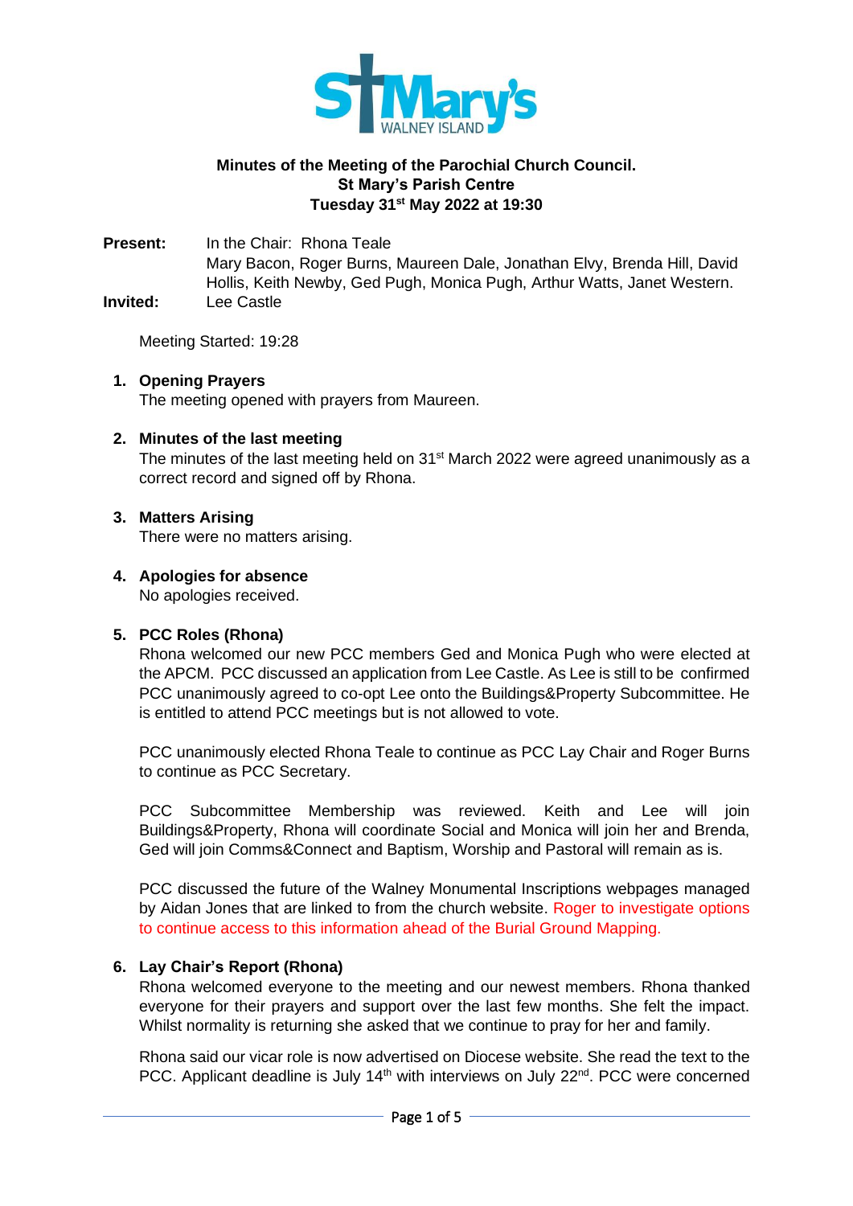**Minutes of the Meeting of the Parochial Church Council.**
**St Mary's Parish Centre**
**Tuesday 31st May 2022 at 19:30**

**Present:** In the Chair: Rhona Teale
Mary Bacon, Roger Burns, Maureen Dale, Jonathan Elvy, Brenda Hill, David Hollis, Keith Newby, Ged Pugh, Monica Pugh, Arthur Watts, Janet Western.

**Invited:** Lee Castle

Meeting Started: 19:28

1. **Opening Prayers**
   The meeting opened with prayers from Maureen.

2. **Minutes of the last meeting**
   The minutes of the last meeting held on 31st March 2022 were agreed unanimously as a correct record and signed off by Rhona.

3. **Matters Arising**
   There were no matters arising.

4. **Apologies for absence**
   No apologies received.

5. **PCC Roles (Rhona)**
   Rhona welcomed our new PCC members Ged and Monica Pugh who were elected at the APCM. PCC discussed an application from Lee Castle. As Lee is still to be confirmed PCC unanimously agreed to co-opt Lee onto the Buildings&Property Subcommittee. He is entitled to attend PCC meetings but is not allowed to vote.

   PCC unanimously elected Rhona Teale to continue as PCC Lay Chair and Roger Burns to continue as PCC Secretary.

   PCC Subcommittee Membership was reviewed. Keith and Lee will join Buildings&Property, Rhona will coordinate Social and Monica will join her and Brenda, Ged will join Comms&Connect and Baptism, Worship and Pastoral will remain as is.

   PCC discussed the future of the Walney Monumental Inscriptions webpages managed by Aidan Jones that are linked to from the church website. Roger to investigate options to continue access to this information ahead of the Burial Ground Mapping.

6. **Lay Chair's Report (Rhona)**
   Rhona welcomed everyone to the meeting and our newest members. Rhona thanked everyone for their prayers and support over the last few months. She felt the impact. Whilst normality is returning she asked that we continue to pray for her and family.

   Rhona said our vicar role is now advertised on Diocese website. She read the text to the PCC. Applicant deadline is July 14th with interviews on July 22nd. PCC were concerned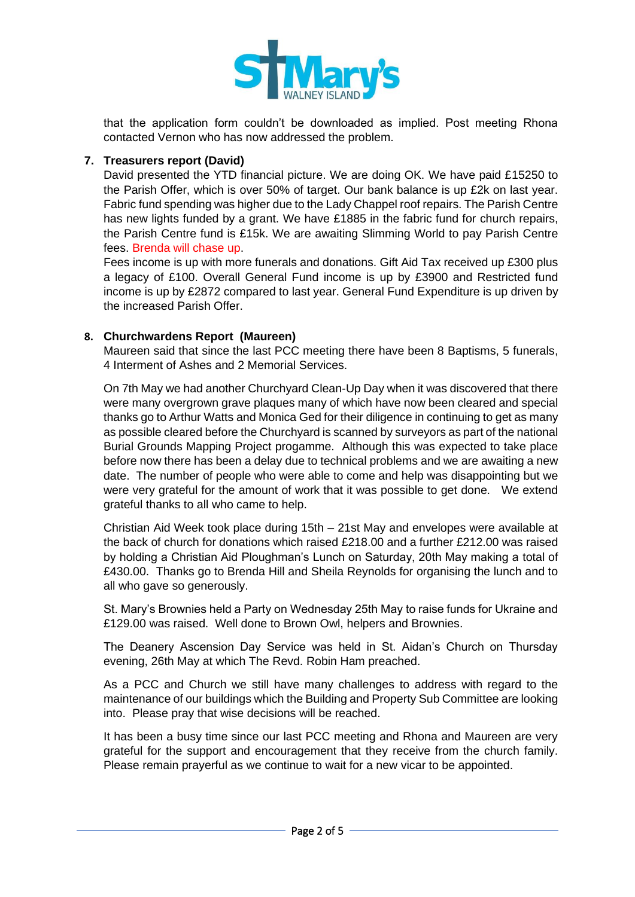that the application form couldn't be downloaded as implied. Post meeting Rhona contacted Vernon who has now addressed the problem.

7. **Treasurers report (David)**

David presented the YTD financial picture. We are doing OK. We have paid £15250 to the Parish Offer, which is over 50% of target. Our bank balance is up £2k on last year. Fabric fund spending was higher due to the Lady Chappel roof repairs. The Parish Centre has new lights funded by a grant. We have £1885 in the fabric fund for church repairs, the Parish Centre fund is £15k. We are awaiting Slimming World to pay Parish Centre fees. Brenda will chase up.

Fees income is up with more funerals and donations. Gift Aid Tax received up £300 plus a legacy of £100. Overall General Fund income is up by £3900 and Restricted fund income is up by £2872 compared to last year. General Fund Expenditure is up driven by the increased Parish Offer.

8. **Churchwardens Report (Maureen)**

Maureen said that since the last PCC meeting there have been 8 Baptisms, 5 funerals, 4 Interment of Ashes and 2 Memorial Services.

On 7th May we had another Churchyard Clean-Up Day when it was discovered that there were many overgrown grave plaques many of which have now been cleared and special thanks go to Arthur Watts and Monica Ged for their diligence in continuing to get as many as possible cleared before the Churchyard is scanned by surveyors as part of the national Burial Grounds Mapping Project progamme. Although this was expected to take place before now there has been a delay due to technical problems and we are awaiting a new date. The number of people who were able to come and help was disappointing but we were very grateful for the amount of work that it was possible to get done. We extend grateful thanks to all who came to help.

Christian Aid Week took place during 15th – 21st May and envelopes were available at the back of church for donations which raised £218.00 and a further £212.00 was raised by holding a Christian Aid Ploughman's Lunch on Saturday, 20th May making a total of £430.00. Thanks go to Brenda Hill and Sheila Reynolds for organising the lunch and to all who gave so generously.

St. Mary's Brownies held a Party on Wednesday 25th May to raise funds for Ukraine and £129.00 was raised. Well done to Brown Owl, helpers and Brownies.

The Deanery Ascension Day Service was held in St. Aidan's Church on Thursday evening, 26th May at which The Revd. Robin Ham preached.

As a PCC and Church we still have many challenges to address with regard to the maintenance of our buildings which the Building and Property Sub Committee are looking into. Please pray that wise decisions will be reached.

It has been a busy time since our last PCC meeting and Rhona and Maureen are very grateful for the support and encouragement that they receive from the church family. Please remain prayerful as we continue to wait for a new vicar to be appointed.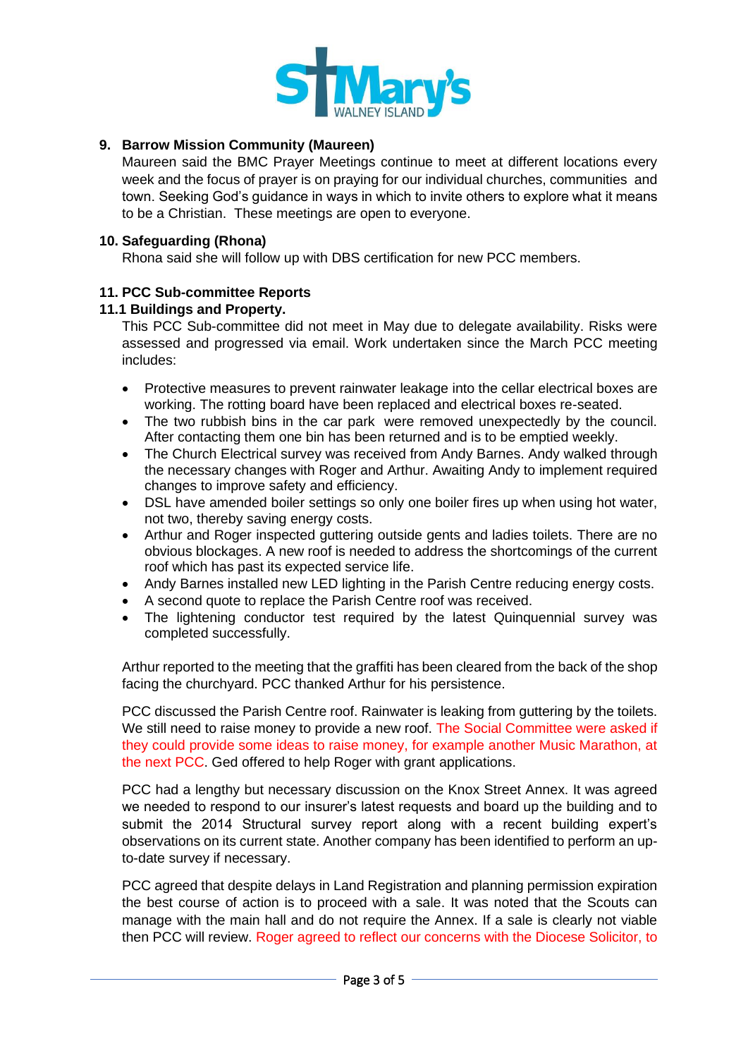**9. Barrow Mission Community (Maureen)**

Maureen said the BMC Prayer Meetings continue to meet at different locations every week and the focus of prayer is on praying for our individual churches, communities and town. Seeking God's guidance in ways in which to invite others to explore what it means to be a Christian. These meetings are open to everyone.

**10. Safeguarding (Rhona)**

Rhona said she will follow up with DBS certification for new PCC members.

**11. PCC Sub-committee Reports**

**11.1 Buildings and Property.**

This PCC Sub-committee did not meet in May due to delegate availability. Risks were assessed and progressed via email. Work undertaken since the March PCC meeting includes:

- Protective measures to prevent rainwater leakage into the cellar electrical boxes are working. The rotting board have been replaced and electrical boxes re-seated.
- The two rubbish bins in the car park were removed unexpectedly by the council. After contacting them one bin has been returned and is to be emptied weekly.
- The Church Electrical survey was received from Andy Barnes. Andy walked through the necessary changes with Roger and Arthur. Awaiting Andy to implement required changes to improve safety and efficiency.
- DSL have amended boiler settings so only one boiler fires up when using hot water, not two, thereby saving energy costs.
- Arthur and Roger inspected guttering outside gents and ladies toilets. There are no obvious blockages. A new roof is needed to address the shortcomings of the current roof which has past its expected service life.
- Andy Barnes installed new LED lighting in the Parish Centre reducing energy costs.
- A second quote to replace the Parish Centre roof was received.
- The lightening conductor test required by the latest Quinquennial survey was completed successfully.

Arthur reported to the meeting that the graffiti has been cleared from the back of the shop facing the churchyard. PCC thanked Arthur for his persistence.

PCC discussed the Parish Centre roof. Rainwater is leaking from guttering by the toilets. We still need to raise money to provide a new roof. The Social Committee were asked if they could provide some ideas to raise money, for example another Music Marathon, at the next PCC. Ged offered to help Roger with grant applications.

PCC had a lengthy but necessary discussion on the Knox Street Annex. It was agreed we needed to respond to our insurer's latest requests and board up the building and to submit the 2014 Structural survey report along with a recent building expert's observations on its current state. Another company has been identified to perform an up-to-date survey if necessary.

PCC agreed that despite delays in Land Registration and planning permission expiration the best course of action is to proceed with a sale. It was noted that the Scouts can manage with the main hall and do not require the Annex. If a sale is clearly not viable then PCC will review. Roger agreed to reflect our concerns with the Diocese Solicitor, to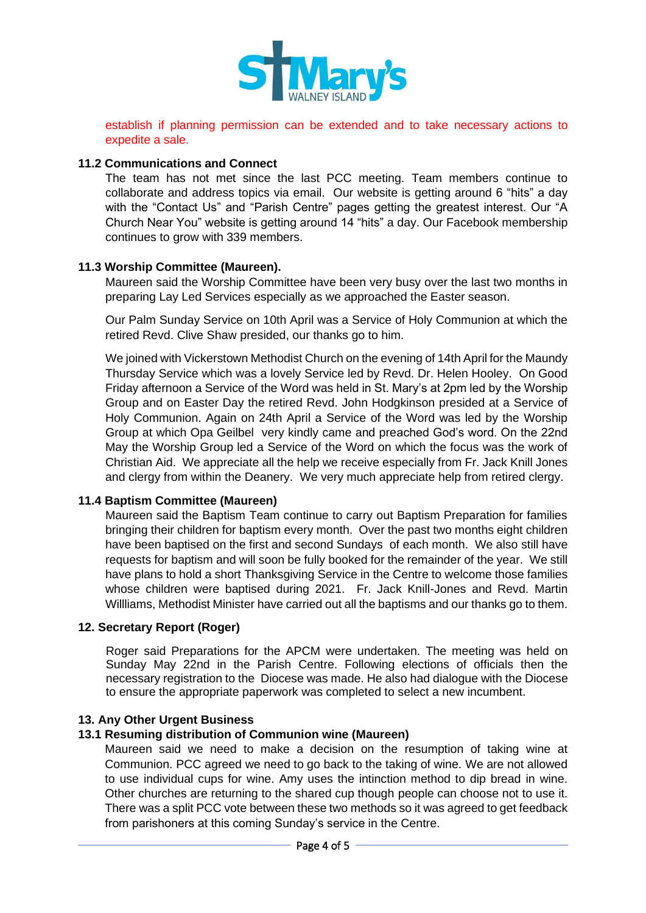establish if planning permission can be extended and to take necessary actions to expedite a sale.

**11.2 Communications and Connect**

The team has not met since the last PCC meeting. Team members continue to collaborate and address topics via email. Our website is getting around 6 "hits" a day with the "Contact Us" and "Parish Centre" pages getting the greatest interest. Our "A Church Near You" website is getting around 14 "hits" a day. Our Facebook membership continues to grow with 339 members.

**11.3 Worship Committee (Maureen).**

Maureen said the Worship Committee have been very busy over the last two months in preparing Lay Led Services especially as we approached the Easter season.

Our Palm Sunday Service on 10th April was a Service of Holy Communion at which the retired Revd. Clive Shaw presided, our thanks go to him.

We joined with Vickerstown Methodist Church on the evening of 14th April for the Maundy Thursday Service which was a lovely Service led by Revd. Dr. Helen Hooley. On Good Friday afternoon a Service of the Word was held in St. Mary's at 2pm led by the Worship Group and on Easter Day the retired Revd. John Hodgkinson presided at a Service of Holy Communion. Again on 24th April a Service of the Word was led by the Worship Group at which Opa Geilbel very kindly came and preached God's word. On the 22nd May the Worship Group led a Service of the Word on which the focus was the work of Christian Aid. We appreciate all the help we receive especially from Fr. Jack Knill Jones and clergy from within the Deanery. We very much appreciate help from retired clergy.

**11.4 Baptism Committee (Maureen)**

Maureen said the Baptism Team continue to carry out Baptism Preparation for families bringing their children for baptism every month. Over the past two months eight children have been baptised on the first and second Sundays of each month. We also still have requests for baptism and will soon be fully booked for the remainder of the year. We still have plans to hold a short Thanksgiving Service in the Centre to welcome those families whose children were baptised during 2021. Fr. Jack Knill-Jones and Revd. Martin Willliams, Methodist Minister have carried out all the baptisms and our thanks go to them.

**12. Secretary Report (Roger)**

Roger said Preparations for the APCM were undertaken. The meeting was held on Sunday May 22nd in the Parish Centre. Following elections of officials then the necessary registration to the Diocese was made. He also had dialogue with the Diocese to ensure the appropriate paperwork was completed to select a new incumbent.

**13. Any Other Urgent Business**

**13.1 Resuming distribution of Communion wine (Maureen)**

Maureen said we need to make a decision on the resumption of taking wine at Communion. PCC agreed we need to go back to the taking of wine. We are not allowed to use individual cups for wine. Amy uses the intinction method to dip bread in wine. Other churches are returning to the shared cup though people can choose not to use it. There was a split PCC vote between these two methods so it was agreed to get feedback from parishoners at this coming Sunday's service in the Centre.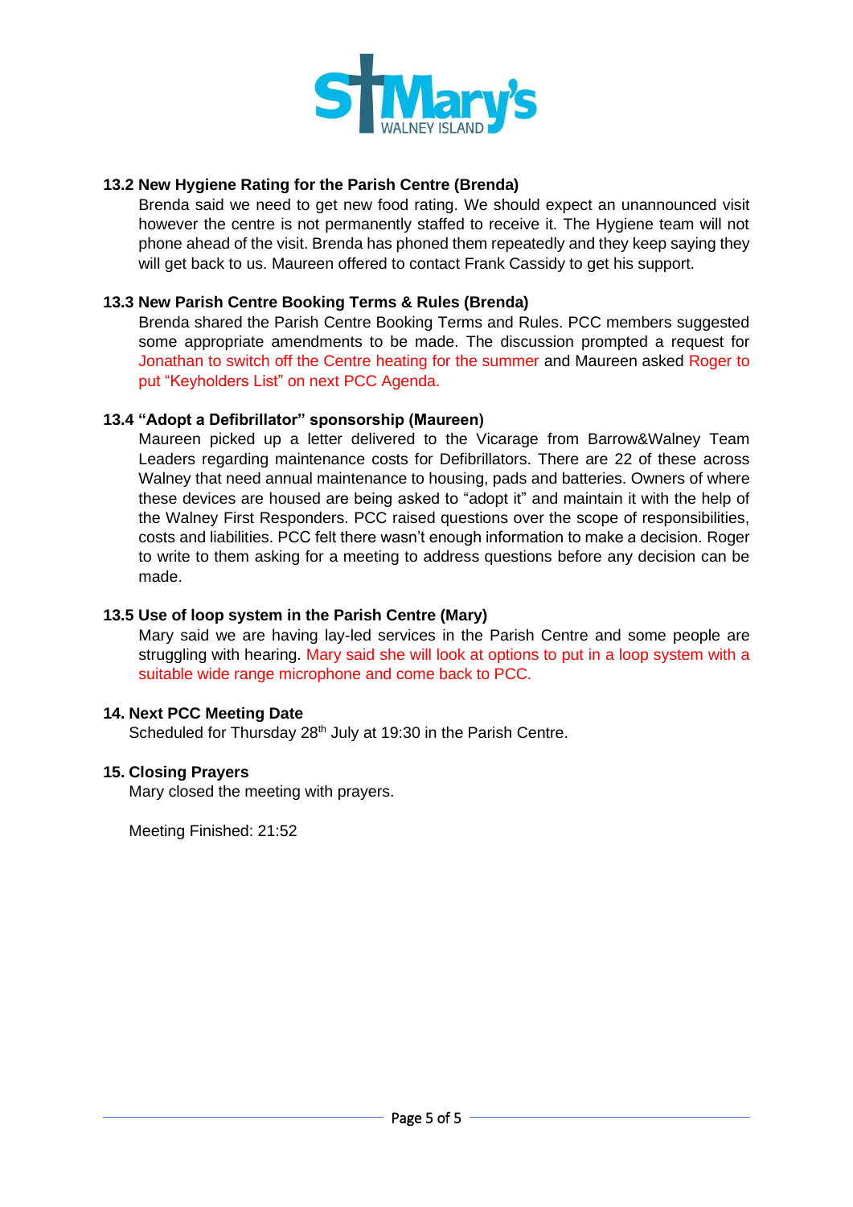### 13.2 New Hygiene Rating for the Parish Centre (Brenda)

Brenda said we need to get new food rating. We should expect an unannounced visit however the centre is not permanently staffed to receive it. The Hygiene team will not phone ahead of the visit. Brenda has phoned them repeatedly and they keep saying they will get back to us. Maureen offered to contact Frank Cassidy to get his support.

### 13.3 New Parish Centre Booking Terms & Rules (Brenda)

Brenda shared the Parish Centre Booking Terms and Rules. PCC members suggested some appropriate amendments to be made. The discussion prompted a request for Jonathan to switch off the Centre heating for the summer and Maureen asked Roger to put "Keyholders List" on next PCC Agenda.

### 13.4 "Adopt a Defibrillator" sponsorship (Maureen)

Maureen picked up a letter delivered to the Vicarage from Barrow&Walney Team Leaders regarding maintenance costs for Defibrillators. There are 22 of these across Walney that need annual maintenance to housing, pads and batteries. Owners of where these devices are housed are being asked to "adopt it" and maintain it with the help of the Walney First Responders. PCC raised questions over the scope of responsibilities, costs and liabilities. PCC felt there wasn't enough information to make a decision. Roger to write to them asking for a meeting to address questions before any decision can be made.

### 13.5 Use of loop system in the Parish Centre (Mary)

Mary said we are having lay-led services in the Parish Centre and some people are struggling with hearing. Mary said she will look at options to put in a loop system with a suitable wide range microphone and come back to PCC.

## 14. Next PCC Meeting Date

Scheduled for Thursday 28th July at 19:30 in the Parish Centre.

## 15. Closing Prayers

Mary closed the meeting with prayers.

Meeting Finished: 21:52